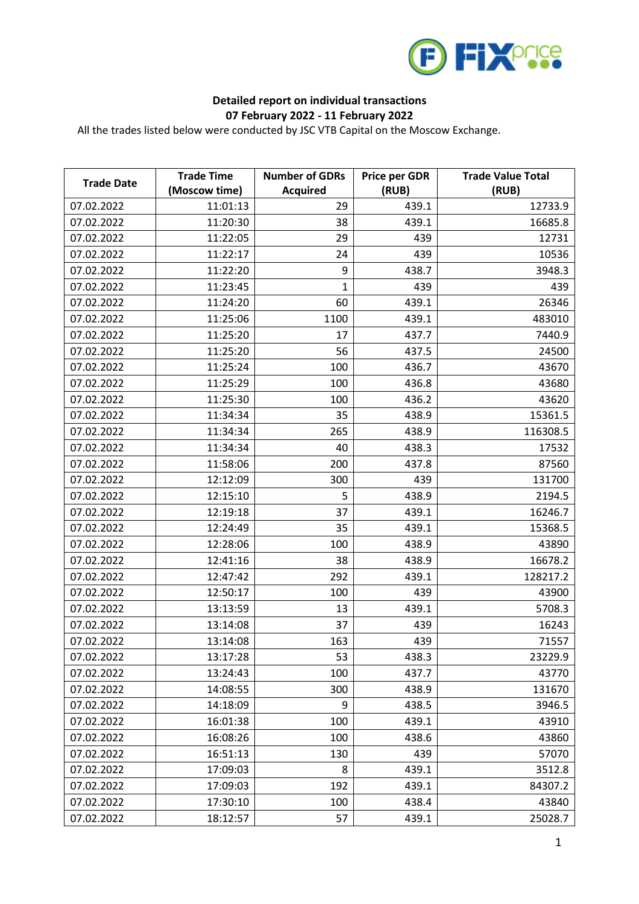**Detailed report on individual transactions**
**07 February 2022 - 11 February 2022**

All the trades listed below were conducted by JSC VTB Capital on the Moscow Exchange.

| Trade Date | Trade Time (Moscow time) | Number of GDRs Acquired | Price per GDR (RUB) | Trade Value Total (RUB) |
|---|---|---|---|---|
| 07.02.2022 | 11:01:13 | 29 | 439.1 | 12733.9 |
| 07.02.2022 | 11:20:30 | 38 | 439.1 | 16685.8 |
| 07.02.2022 | 11:22:05 | 29 | 439 | 12731 |
| 07.02.2022 | 11:22:17 | 24 | 439 | 10536 |
| 07.02.2022 | 11:22:20 | 9 | 438.7 | 3948.3 |
| 07.02.2022 | 11:23:45 | 1 | 439 | 439 |
| 07.02.2022 | 11:24:20 | 60 | 439.1 | 26346 |
| 07.02.2022 | 11:25:06 | 1100 | 439.1 | 483010 |
| 07.02.2022 | 11:25:20 | 17 | 437.7 | 7440.9 |
| 07.02.2022 | 11:25:20 | 56 | 437.5 | 24500 |
| 07.02.2022 | 11:25:24 | 100 | 436.7 | 43670 |
| 07.02.2022 | 11:25:29 | 100 | 436.8 | 43680 |
| 07.02.2022 | 11:25:30 | 100 | 436.2 | 43620 |
| 07.02.2022 | 11:34:34 | 35 | 438.9 | 15361.5 |
| 07.02.2022 | 11:34:34 | 265 | 438.9 | 116308.5 |
| 07.02.2022 | 11:34:34 | 40 | 438.3 | 17532 |
| 07.02.2022 | 11:58:06 | 200 | 437.8 | 87560 |
| 07.02.2022 | 12:12:09 | 300 | 439 | 131700 |
| 07.02.2022 | 12:15:10 | 5 | 438.9 | 2194.5 |
| 07.02.2022 | 12:19:18 | 37 | 439.1 | 16246.7 |
| 07.02.2022 | 12:24:49 | 35 | 439.1 | 15368.5 |
| 07.02.2022 | 12:28:06 | 100 | 438.9 | 43890 |
| 07.02.2022 | 12:41:16 | 38 | 438.9 | 16678.2 |
| 07.02.2022 | 12:47:42 | 292 | 439.1 | 128217.2 |
| 07.02.2022 | 12:50:17 | 100 | 439 | 43900 |
| 07.02.2022 | 13:13:59 | 13 | 439.1 | 5708.3 |
| 07.02.2022 | 13:14:08 | 37 | 439 | 16243 |
| 07.02.2022 | 13:14:08 | 163 | 439 | 71557 |
| 07.02.2022 | 13:17:28 | 53 | 438.3 | 23229.9 |
| 07.02.2022 | 13:24:43 | 100 | 437.7 | 43770 |
| 07.02.2022 | 14:08:55 | 300 | 438.9 | 131670 |
| 07.02.2022 | 14:18:09 | 9 | 438.5 | 3946.5 |
| 07.02.2022 | 16:01:38 | 100 | 439.1 | 43910 |
| 07.02.2022 | 16:08:26 | 100 | 438.6 | 43860 |
| 07.02.2022 | 16:51:13 | 130 | 439 | 57070 |
| 07.02.2022 | 17:09:03 | 8 | 439.1 | 3512.8 |
| 07.02.2022 | 17:09:03 | 192 | 439.1 | 84307.2 |
| 07.02.2022 | 17:30:10 | 100 | 438.4 | 43840 |
| 07.02.2022 | 18:12:57 | 57 | 439.1 | 25028.7 |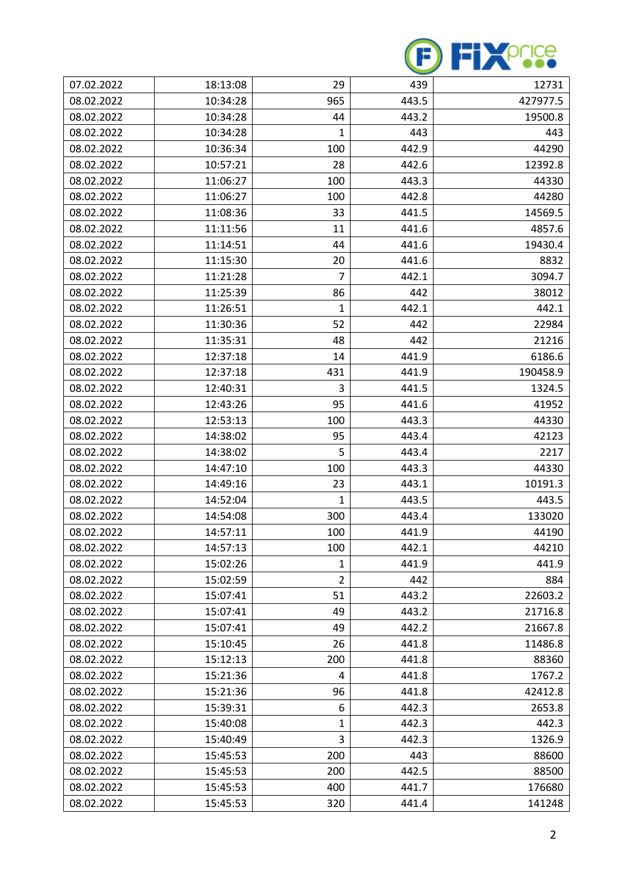| 07.02.2022 | 18:13:08 | 29 | 439 | 12731 |
|---|---|---|---|---|
| 08.02.2022 | 10:34:28 | 965 | 443.5 | 427977.5 |
| 08.02.2022 | 10:34:28 | 44 | 443.2 | 19500.8 |
| 08.02.2022 | 10:34:28 | 1 | 443 | 443 |
| 08.02.2022 | 10:36:34 | 100 | 442.9 | 44290 |
| 08.02.2022 | 10:57:21 | 28 | 442.6 | 12392.8 |
| 08.02.2022 | 11:06:27 | 100 | 443.3 | 44330 |
| 08.02.2022 | 11:06:27 | 100 | 442.8 | 44280 |
| 08.02.2022 | 11:08:36 | 33 | 441.5 | 14569.5 |
| 08.02.2022 | 11:11:56 | 11 | 441.6 | 4857.6 |
| 08.02.2022 | 11:14:51 | 44 | 441.6 | 19430.4 |
| 08.02.2022 | 11:15:30 | 20 | 441.6 | 8832 |
| 08.02.2022 | 11:21:28 | 7 | 442.1 | 3094.7 |
| 08.02.2022 | 11:25:39 | 86 | 442 | 38012 |
| 08.02.2022 | 11:26:51 | 1 | 442.1 | 442.1 |
| 08.02.2022 | 11:30:36 | 52 | 442 | 22984 |
| 08.02.2022 | 11:35:31 | 48 | 442 | 21216 |
| 08.02.2022 | 12:37:18 | 14 | 441.9 | 6186.6 |
| 08.02.2022 | 12:37:18 | 431 | 441.9 | 190458.9 |
| 08.02.2022 | 12:40:31 | 3 | 441.5 | 1324.5 |
| 08.02.2022 | 12:43:26 | 95 | 441.6 | 41952 |
| 08.02.2022 | 12:53:13 | 100 | 443.3 | 44330 |
| 08.02.2022 | 14:38:02 | 95 | 443.4 | 42123 |
| 08.02.2022 | 14:38:02 | 5 | 443.4 | 2217 |
| 08.02.2022 | 14:47:10 | 100 | 443.3 | 44330 |
| 08.02.2022 | 14:49:16 | 23 | 443.1 | 10191.3 |
| 08.02.2022 | 14:52:04 | 1 | 443.5 | 443.5 |
| 08.02.2022 | 14:54:08 | 300 | 443.4 | 133020 |
| 08.02.2022 | 14:57:11 | 100 | 441.9 | 44190 |
| 08.02.2022 | 14:57:13 | 100 | 442.1 | 44210 |
| 08.02.2022 | 15:02:26 | 1 | 441.9 | 441.9 |
| 08.02.2022 | 15:02:59 | 2 | 442 | 884 |
| 08.02.2022 | 15:07:41 | 51 | 443.2 | 22603.2 |
| 08.02.2022 | 15:07:41 | 49 | 443.2 | 21716.8 |
| 08.02.2022 | 15:07:41 | 49 | 442.2 | 21667.8 |
| 08.02.2022 | 15:10:45 | 26 | 441.8 | 11486.8 |
| 08.02.2022 | 15:12:13 | 200 | 441.8 | 88360 |
| 08.02.2022 | 15:21:36 | 4 | 441.8 | 1767.2 |
| 08.02.2022 | 15:21:36 | 96 | 441.8 | 42412.8 |
| 08.02.2022 | 15:39:31 | 6 | 442.3 | 2653.8 |
| 08.02.2022 | 15:40:08 | 1 | 442.3 | 442.3 |
| 08.02.2022 | 15:40:49 | 3 | 442.3 | 1326.9 |
| 08.02.2022 | 15:45:53 | 200 | 443 | 88600 |
| 08.02.2022 | 15:45:53 | 200 | 442.5 | 88500 |
| 08.02.2022 | 15:45:53 | 400 | 441.7 | 176680 |
| 08.02.2022 | 15:45:53 | 320 | 441.4 | 141248 |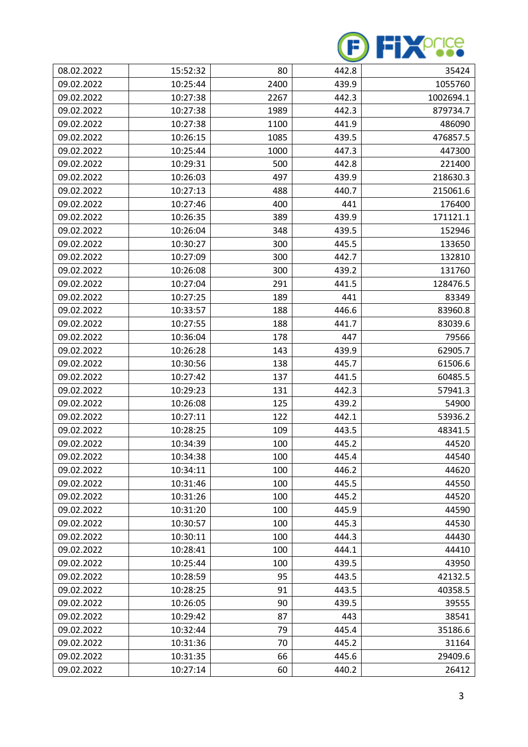| 08.02.2022 | 15:52:32 | 80 | 442.8 | 35424 |
|---|---|---|---|---|
| 09.02.2022 | 10:25:44 | 2400 | 439.9 | 1055760 |
| 09.02.2022 | 10:27:38 | 2267 | 442.3 | 1002694.1 |
| 09.02.2022 | 10:27:38 | 1989 | 442.3 | 879734.7 |
| 09.02.2022 | 10:27:38 | 1100 | 441.9 | 486090 |
| 09.02.2022 | 10:26:15 | 1085 | 439.5 | 476857.5 |
| 09.02.2022 | 10:25:44 | 1000 | 447.3 | 447300 |
| 09.02.2022 | 10:29:31 | 500 | 442.8 | 221400 |
| 09.02.2022 | 10:26:03 | 497 | 439.9 | 218630.3 |
| 09.02.2022 | 10:27:13 | 488 | 440.7 | 215061.6 |
| 09.02.2022 | 10:27:46 | 400 | 441 | 176400 |
| 09.02.2022 | 10:26:35 | 389 | 439.9 | 171121.1 |
| 09.02.2022 | 10:26:04 | 348 | 439.5 | 152946 |
| 09.02.2022 | 10:30:27 | 300 | 445.5 | 133650 |
| 09.02.2022 | 10:27:09 | 300 | 442.7 | 132810 |
| 09.02.2022 | 10:26:08 | 300 | 439.2 | 131760 |
| 09.02.2022 | 10:27:04 | 291 | 441.5 | 128476.5 |
| 09.02.2022 | 10:27:25 | 189 | 441 | 83349 |
| 09.02.2022 | 10:33:57 | 188 | 446.6 | 83960.8 |
| 09.02.2022 | 10:27:55 | 188 | 441.7 | 83039.6 |
| 09.02.2022 | 10:36:04 | 178 | 447 | 79566 |
| 09.02.2022 | 10:26:28 | 143 | 439.9 | 62905.7 |
| 09.02.2022 | 10:30:56 | 138 | 445.7 | 61506.6 |
| 09.02.2022 | 10:27:42 | 137 | 441.5 | 60485.5 |
| 09.02.2022 | 10:29:23 | 131 | 442.3 | 57941.3 |
| 09.02.2022 | 10:26:08 | 125 | 439.2 | 54900 |
| 09.02.2022 | 10:27:11 | 122 | 442.1 | 53936.2 |
| 09.02.2022 | 10:28:25 | 109 | 443.5 | 48341.5 |
| 09.02.2022 | 10:34:39 | 100 | 445.2 | 44520 |
| 09.02.2022 | 10:34:38 | 100 | 445.4 | 44540 |
| 09.02.2022 | 10:34:11 | 100 | 446.2 | 44620 |
| 09.02.2022 | 10:31:46 | 100 | 445.5 | 44550 |
| 09.02.2022 | 10:31:26 | 100 | 445.2 | 44520 |
| 09.02.2022 | 10:31:20 | 100 | 445.9 | 44590 |
| 09.02.2022 | 10:30:57 | 100 | 445.3 | 44530 |
| 09.02.2022 | 10:30:11 | 100 | 444.3 | 44430 |
| 09.02.2022 | 10:28:41 | 100 | 444.1 | 44410 |
| 09.02.2022 | 10:25:44 | 100 | 439.5 | 43950 |
| 09.02.2022 | 10:28:59 | 95 | 443.5 | 42132.5 |
| 09.02.2022 | 10:28:25 | 91 | 443.5 | 40358.5 |
| 09.02.2022 | 10:26:05 | 90 | 439.5 | 39555 |
| 09.02.2022 | 10:29:42 | 87 | 443 | 38541 |
| 09.02.2022 | 10:32:44 | 79 | 445.4 | 35186.6 |
| 09.02.2022 | 10:31:36 | 70 | 445.2 | 31164 |
| 09.02.2022 | 10:31:35 | 66 | 445.6 | 29409.6 |
| 09.02.2022 | 10:27:14 | 60 | 440.2 | 26412 |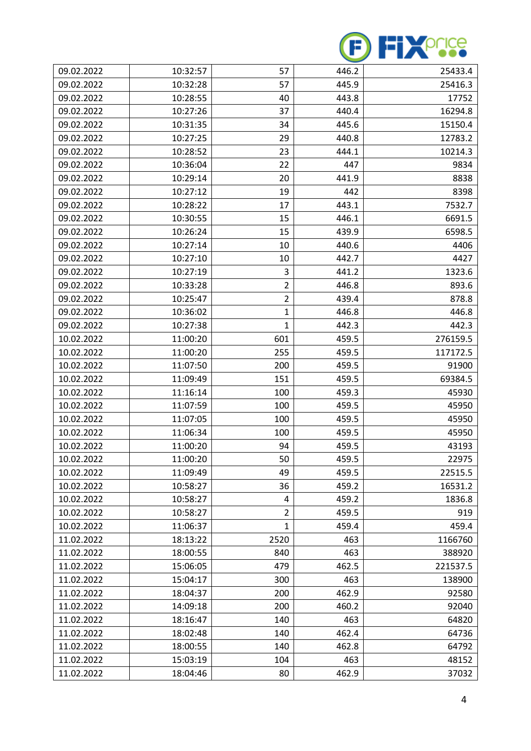| | | | | |
|---|---|---|---|---|
| 09.02.2022 | 10:32:57 | 57 | 446.2 | 25433.4 |
| 09.02.2022 | 10:32:28 | 57 | 445.9 | 25416.3 |
| 09.02.2022 | 10:28:55 | 40 | 443.8 | 17752 |
| 09.02.2022 | 10:27:26 | 37 | 440.4 | 16294.8 |
| 09.02.2022 | 10:31:35 | 34 | 445.6 | 15150.4 |
| 09.02.2022 | 10:27:25 | 29 | 440.8 | 12783.2 |
| 09.02.2022 | 10:28:52 | 23 | 444.1 | 10214.3 |
| 09.02.2022 | 10:36:04 | 22 | 447 | 9834 |
| 09.02.2022 | 10:29:14 | 20 | 441.9 | 8838 |
| 09.02.2022 | 10:27:12 | 19 | 442 | 8398 |
| 09.02.2022 | 10:28:22 | 17 | 443.1 | 7532.7 |
| 09.02.2022 | 10:30:55 | 15 | 446.1 | 6691.5 |
| 09.02.2022 | 10:26:24 | 15 | 439.9 | 6598.5 |
| 09.02.2022 | 10:27:14 | 10 | 440.6 | 4406 |
| 09.02.2022 | 10:27:10 | 10 | 442.7 | 4427 |
| 09.02.2022 | 10:27:19 | 3 | 441.2 | 1323.6 |
| 09.02.2022 | 10:33:28 | 2 | 446.8 | 893.6 |
| 09.02.2022 | 10:25:47 | 2 | 439.4 | 878.8 |
| 09.02.2022 | 10:36:02 | 1 | 446.8 | 446.8 |
| 09.02.2022 | 10:27:38 | 1 | 442.3 | 442.3 |
| 10.02.2022 | 11:00:20 | 601 | 459.5 | 276159.5 |
| 10.02.2022 | 11:00:20 | 255 | 459.5 | 117172.5 |
| 10.02.2022 | 11:07:50 | 200 | 459.5 | 91900 |
| 10.02.2022 | 11:09:49 | 151 | 459.5 | 69384.5 |
| 10.02.2022 | 11:16:14 | 100 | 459.3 | 45930 |
| 10.02.2022 | 11:07:59 | 100 | 459.5 | 45950 |
| 10.02.2022 | 11:07:05 | 100 | 459.5 | 45950 |
| 10.02.2022 | 11:06:34 | 100 | 459.5 | 45950 |
| 10.02.2022 | 11:00:20 | 94 | 459.5 | 43193 |
| 10.02.2022 | 11:00:20 | 50 | 459.5 | 22975 |
| 10.02.2022 | 11:09:49 | 49 | 459.5 | 22515.5 |
| 10.02.2022 | 10:58:27 | 36 | 459.2 | 16531.2 |
| 10.02.2022 | 10:58:27 | 4 | 459.2 | 1836.8 |
| 10.02.2022 | 10:58:27 | 2 | 459.5 | 919 |
| 10.02.2022 | 11:06:37 | 1 | 459.4 | 459.4 |
| 11.02.2022 | 18:13:22 | 2520 | 463 | 1166760 |
| 11.02.2022 | 18:00:55 | 840 | 463 | 388920 |
| 11.02.2022 | 15:06:05 | 479 | 462.5 | 221537.5 |
| 11.02.2022 | 15:04:17 | 300 | 463 | 138900 |
| 11.02.2022 | 18:04:37 | 200 | 462.9 | 92580 |
| 11.02.2022 | 14:09:18 | 200 | 460.2 | 92040 |
| 11.02.2022 | 18:16:47 | 140 | 463 | 64820 |
| 11.02.2022 | 18:02:48 | 140 | 462.4 | 64736 |
| 11.02.2022 | 18:00:55 | 140 | 462.8 | 64792 |
| 11.02.2022 | 15:03:19 | 104 | 463 | 48152 |
| 11.02.2022 | 18:04:46 | 80 | 462.9 | 37032 |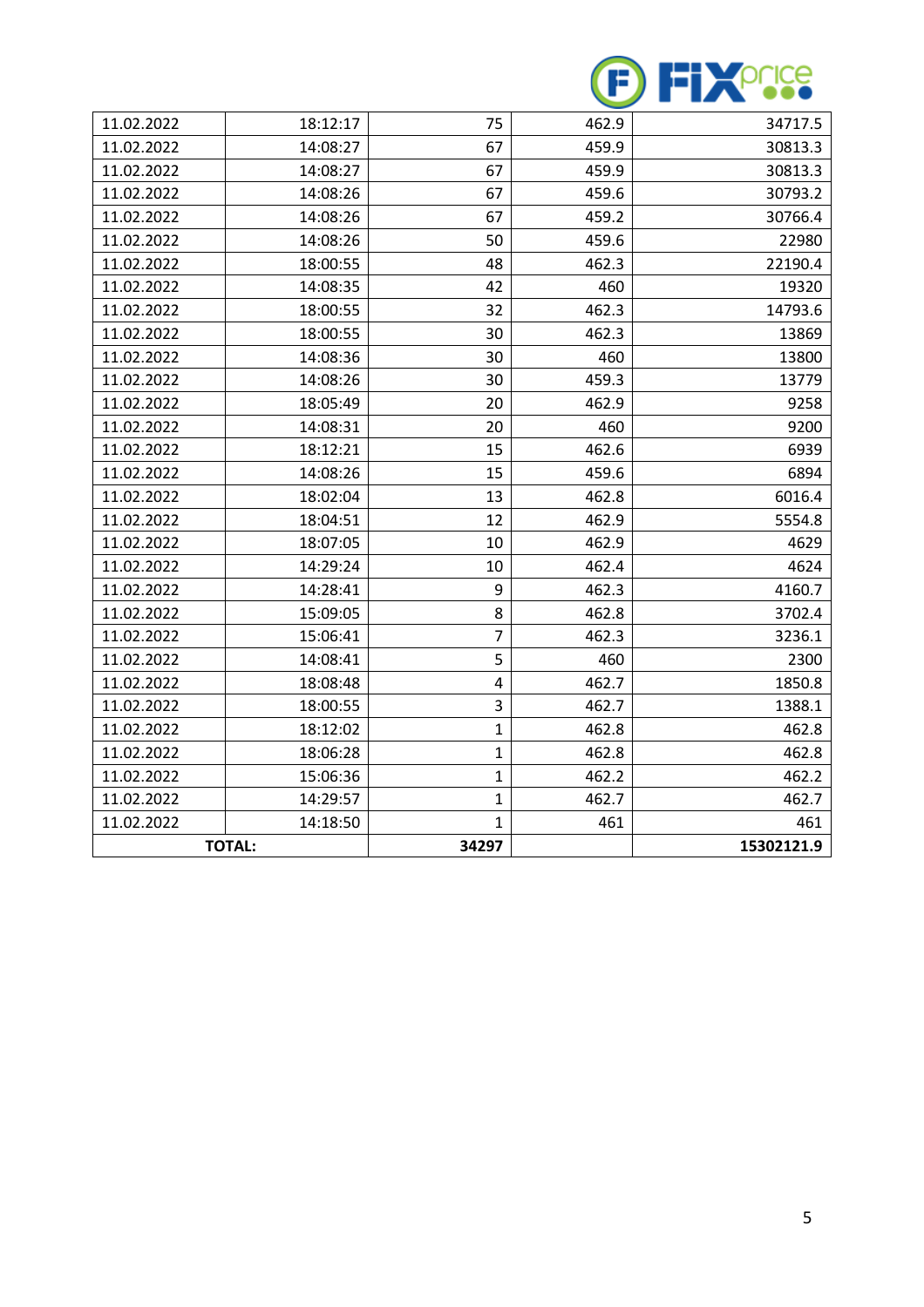| | | | | |
|---|---|---|---|---|
| 11.02.2022 | 18:12:17 | 75 | 462.9 | 34717.5 |
| 11.02.2022 | 14:08:27 | 67 | 459.9 | 30813.3 |
| 11.02.2022 | 14:08:27 | 67 | 459.9 | 30813.3 |
| 11.02.2022 | 14:08:26 | 67 | 459.6 | 30793.2 |
| 11.02.2022 | 14:08:26 | 67 | 459.2 | 30766.4 |
| 11.02.2022 | 14:08:26 | 50 | 459.6 | 22980 |
| 11.02.2022 | 18:00:55 | 48 | 462.3 | 22190.4 |
| 11.02.2022 | 14:08:35 | 42 | 460 | 19320 |
| 11.02.2022 | 18:00:55 | 32 | 462.3 | 14793.6 |
| 11.02.2022 | 18:00:55 | 30 | 462.3 | 13869 |
| 11.02.2022 | 14:08:36 | 30 | 460 | 13800 |
| 11.02.2022 | 14:08:26 | 30 | 459.3 | 13779 |
| 11.02.2022 | 18:05:49 | 20 | 462.9 | 9258 |
| 11.02.2022 | 14:08:31 | 20 | 460 | 9200 |
| 11.02.2022 | 18:12:21 | 15 | 462.6 | 6939 |
| 11.02.2022 | 14:08:26 | 15 | 459.6 | 6894 |
| 11.02.2022 | 18:02:04 | 13 | 462.8 | 6016.4 |
| 11.02.2022 | 18:04:51 | 12 | 462.9 | 5554.8 |
| 11.02.2022 | 18:07:05 | 10 | 462.9 | 4629 |
| 11.02.2022 | 14:29:24 | 10 | 462.4 | 4624 |
| 11.02.2022 | 14:28:41 | 9 | 462.3 | 4160.7 |
| 11.02.2022 | 15:09:05 | 8 | 462.8 | 3702.4 |
| 11.02.2022 | 15:06:41 | 7 | 462.3 | 3236.1 |
| 11.02.2022 | 14:08:41 | 5 | 460 | 2300 |
| 11.02.2022 | 18:08:48 | 4 | 462.7 | 1850.8 |
| 11.02.2022 | 18:00:55 | 3 | 462.7 | 1388.1 |
| 11.02.2022 | 18:12:02 | 1 | 462.8 | 462.8 |
| 11.02.2022 | 18:06:28 | 1 | 462.8 | 462.8 |
| 11.02.2022 | 15:06:36 | 1 | 462.2 | 462.2 |
| 11.02.2022 | 14:29:57 | 1 | 462.7 | 462.7 |
| 11.02.2022 | 14:18:50 | 1 | 461 | 461 |
| **TOTAL:** | | **34297** | | **15302121.9** |